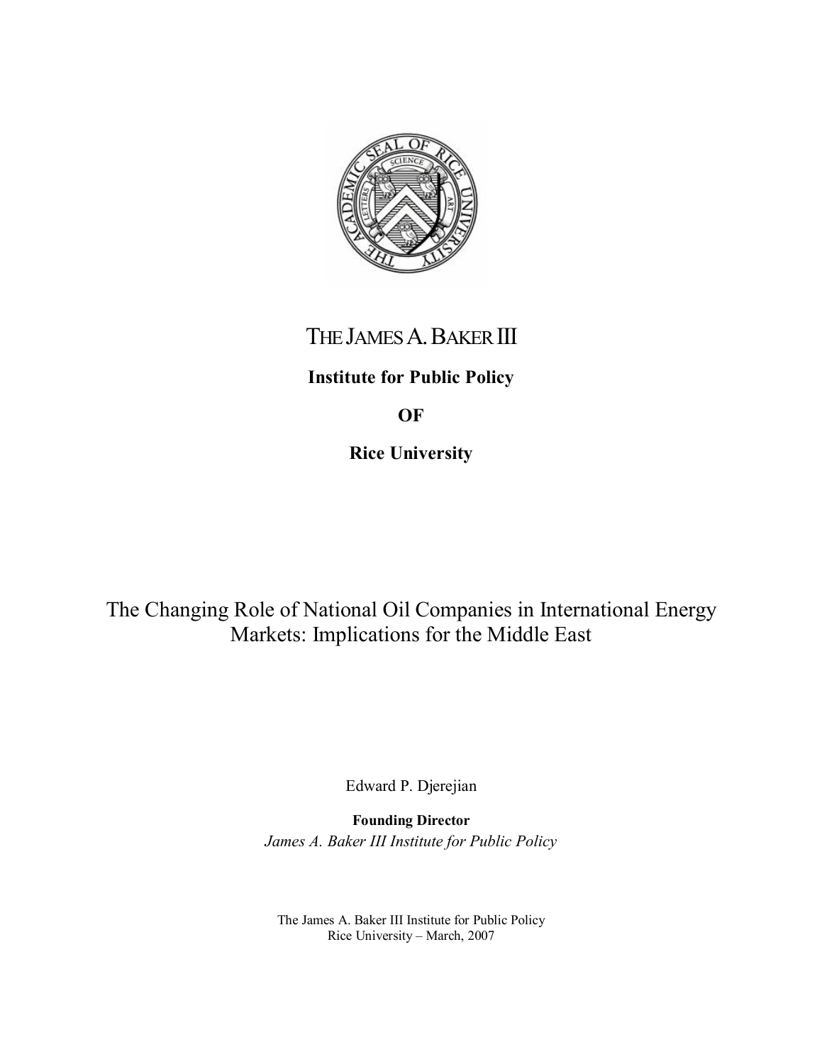THE JAMES A. BAKER III

**Institute for Public Policy**

**OF**

**Rice University**

# The Changing Role of National Oil Companies in International Energy Markets: Implications for the Middle East

Edward P. Djerejian

**Founding Director**

*James A. Baker III Institute for Public Policy*

The James A. Baker III Institute for Public Policy
Rice University – March, 2007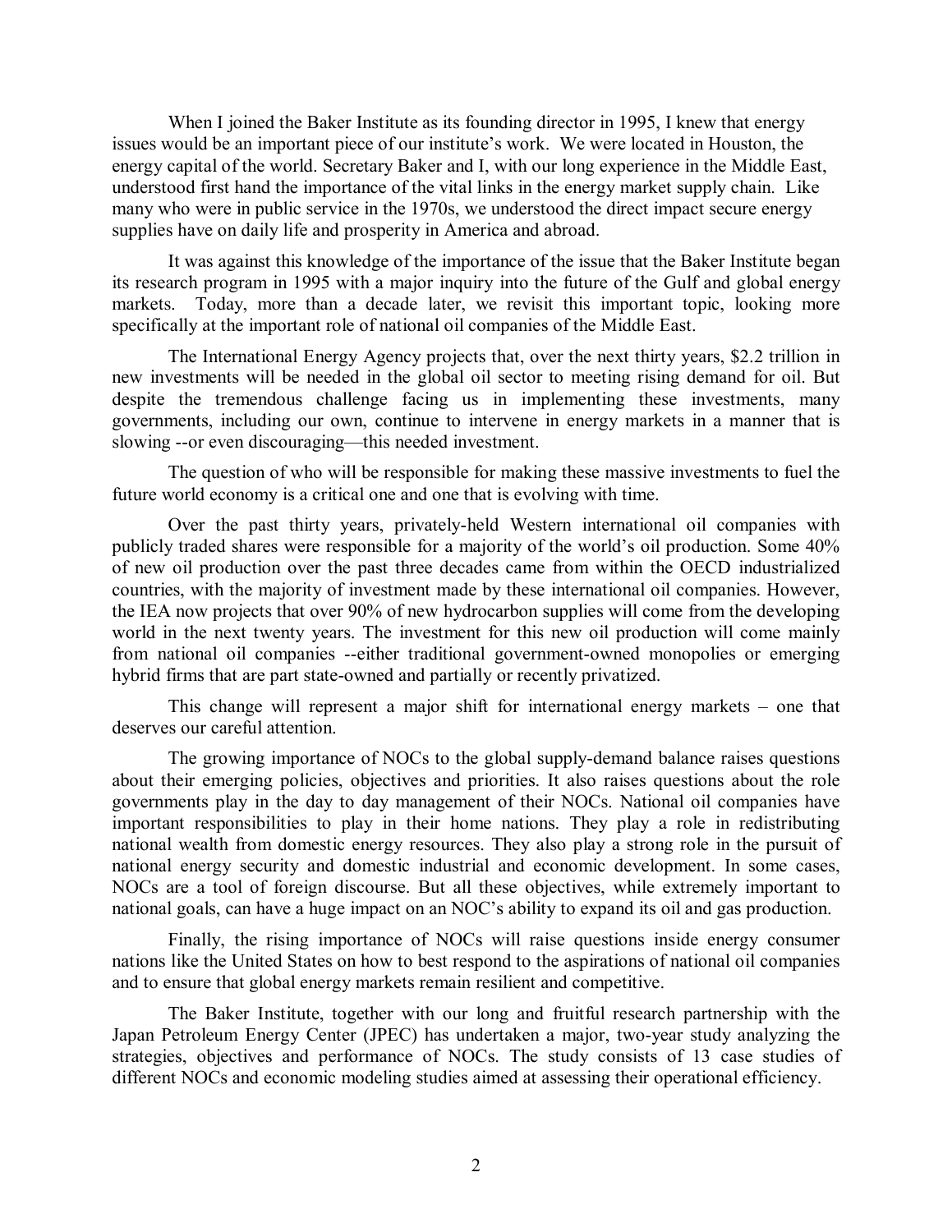When I joined the Baker Institute as its founding director in 1995, I knew that energy issues would be an important piece of our institute's work. We were located in Houston, the energy capital of the world. Secretary Baker and I, with our long experience in the Middle East, understood first hand the importance of the vital links in the energy market supply chain. Like many who were in public service in the 1970s, we understood the direct impact secure energy supplies have on daily life and prosperity in America and abroad.

It was against this knowledge of the importance of the issue that the Baker Institute began its research program in 1995 with a major inquiry into the future of the Gulf and global energy markets. Today, more than a decade later, we revisit this important topic, looking more specifically at the important role of national oil companies of the Middle East.

The International Energy Agency projects that, over the next thirty years, $2.2 trillion in new investments will be needed in the global oil sector to meeting rising demand for oil. But despite the tremendous challenge facing us in implementing these investments, many governments, including our own, continue to intervene in energy markets in a manner that is slowing --or even discouraging—this needed investment.

The question of who will be responsible for making these massive investments to fuel the future world economy is a critical one and one that is evolving with time.

Over the past thirty years, privately-held Western international oil companies with publicly traded shares were responsible for a majority of the world's oil production. Some 40% of new oil production over the past three decades came from within the OECD industrialized countries, with the majority of investment made by these international oil companies. However, the IEA now projects that over 90% of new hydrocarbon supplies will come from the developing world in the next twenty years. The investment for this new oil production will come mainly from national oil companies --either traditional government-owned monopolies or emerging hybrid firms that are part state-owned and partially or recently privatized.

This change will represent a major shift for international energy markets – one that deserves our careful attention.

The growing importance of NOCs to the global supply-demand balance raises questions about their emerging policies, objectives and priorities. It also raises questions about the role governments play in the day to day management of their NOCs. National oil companies have important responsibilities to play in their home nations. They play a role in redistributing national wealth from domestic energy resources. They also play a strong role in the pursuit of national energy security and domestic industrial and economic development. In some cases, NOCs are a tool of foreign discourse. But all these objectives, while extremely important to national goals, can have a huge impact on an NOC's ability to expand its oil and gas production.

Finally, the rising importance of NOCs will raise questions inside energy consumer nations like the United States on how to best respond to the aspirations of national oil companies and to ensure that global energy markets remain resilient and competitive.

The Baker Institute, together with our long and fruitful research partnership with the Japan Petroleum Energy Center (JPEC) has undertaken a major, two-year study analyzing the strategies, objectives and performance of NOCs. The study consists of 13 case studies of different NOCs and economic modeling studies aimed at assessing their operational efficiency.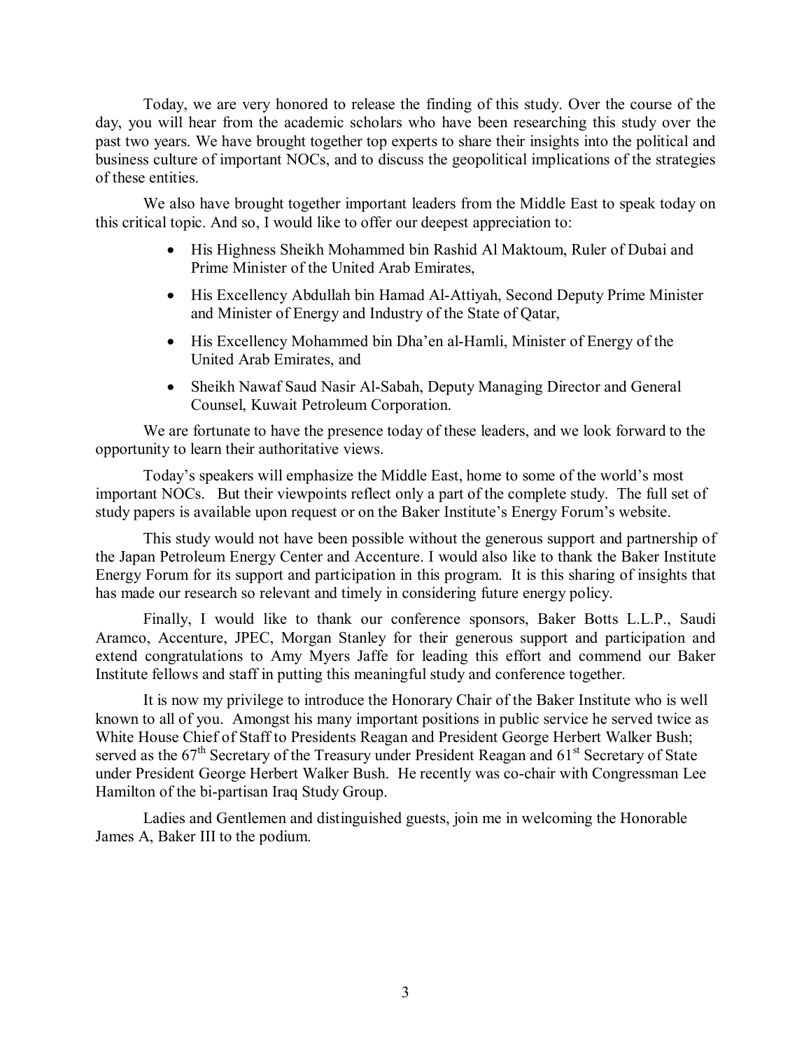Today, we are very honored to release the finding of this study. Over the course of the day, you will hear from the academic scholars who have been researching this study over the past two years. We have brought together top experts to share their insights into the political and business culture of important NOCs, and to discuss the geopolitical implications of the strategies of these entities.

We also have brought together important leaders from the Middle East to speak today on this critical topic. And so, I would like to offer our deepest appreciation to:

- His Highness Sheikh Mohammed bin Rashid Al Maktoum, Ruler of Dubai and Prime Minister of the United Arab Emirates,
- His Excellency Abdullah bin Hamad Al-Attiyah, Second Deputy Prime Minister and Minister of Energy and Industry of the State of Qatar,
- His Excellency Mohammed bin Dha'en al-Hamli, Minister of Energy of the United Arab Emirates, and
- Sheikh Nawaf Saud Nasir Al-Sabah, Deputy Managing Director and General Counsel, Kuwait Petroleum Corporation.

We are fortunate to have the presence today of these leaders, and we look forward to the opportunity to learn their authoritative views.

Today's speakers will emphasize the Middle East, home to some of the world's most important NOCs. But their viewpoints reflect only a part of the complete study. The full set of study papers is available upon request or on the Baker Institute's Energy Forum's website.

This study would not have been possible without the generous support and partnership of the Japan Petroleum Energy Center and Accenture. I would also like to thank the Baker Institute Energy Forum for its support and participation in this program. It is this sharing of insights that has made our research so relevant and timely in considering future energy policy.

Finally, I would like to thank our conference sponsors, Baker Botts L.L.P., Saudi Aramco, Accenture, JPEC, Morgan Stanley for their generous support and participation and extend congratulations to Amy Myers Jaffe for leading this effort and commend our Baker Institute fellows and staff in putting this meaningful study and conference together.

It is now my privilege to introduce the Honorary Chair of the Baker Institute who is well known to all of you. Amongst his many important positions in public service he served twice as White House Chief of Staff to Presidents Reagan and President George Herbert Walker Bush; served as the 67th Secretary of the Treasury under President Reagan and 61st Secretary of State under President George Herbert Walker Bush. He recently was co-chair with Congressman Lee Hamilton of the bi-partisan Iraq Study Group.

Ladies and Gentlemen and distinguished guests, join me in welcoming the Honorable James A, Baker III to the podium.